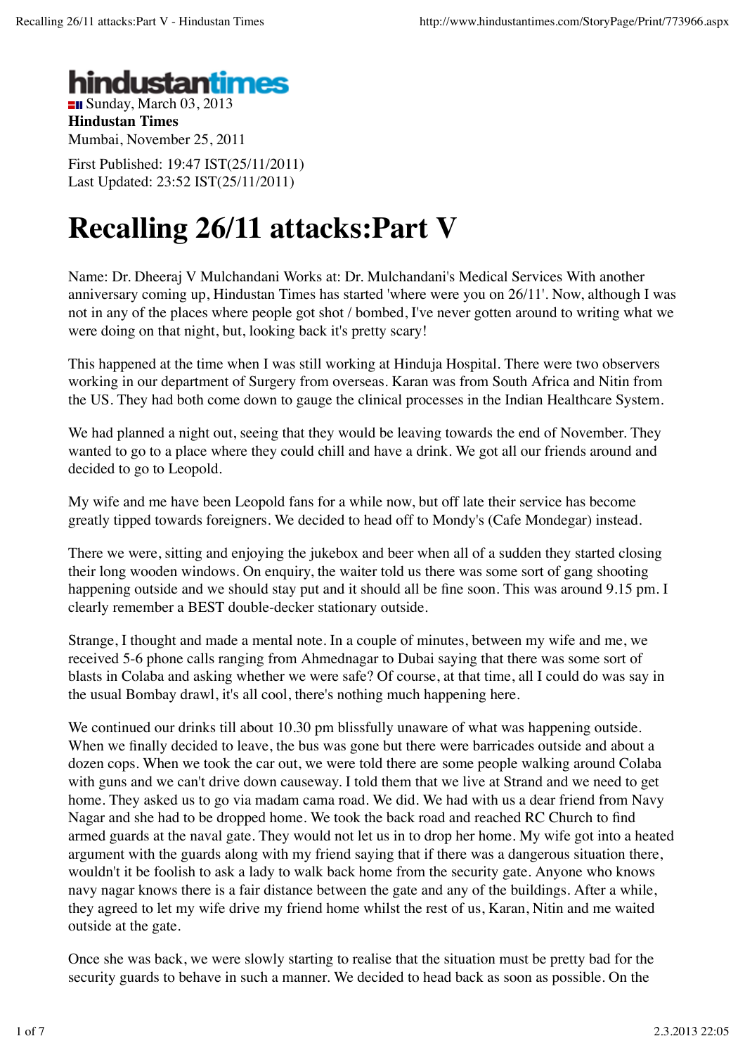**hindustantimes**

Sunday, March 03, 2013

**Hindustan Times**

Mumbai, November 25, 2011

First Published: 19:47 IST(25/11/2011)
Last Updated: 23:52 IST(25/11/2011)

# Recalling 26/11 attacks:Part V

Name: Dr. Dheeraj V Mulchandani Works at: Dr. Mulchandani's Medical Services With another anniversary coming up, Hindustan Times has started 'where were you on 26/11'. Now, although I was not in any of the places where people got shot / bombed, I've never gotten around to writing what we were doing on that night, but, looking back it's pretty scary!

This happened at the time when I was still working at Hinduja Hospital. There were two observers working in our department of Surgery from overseas. Karan was from South Africa and Nitin from the US. They had both come down to gauge the clinical processes in the Indian Healthcare System.

We had planned a night out, seeing that they would be leaving towards the end of November. They wanted to go to a place where they could chill and have a drink. We got all our friends around and decided to go to Leopold.

My wife and me have been Leopold fans for a while now, but off late their service has become greatly tipped towards foreigners. We decided to head off to Mondy's (Cafe Mondegar) instead.

There we were, sitting and enjoying the jukebox and beer when all of a sudden they started closing their long wooden windows. On enquiry, the waiter told us there was some sort of gang shooting happening outside and we should stay put and it should all be fine soon. This was around 9.15 pm. I clearly remember a BEST double-decker stationary outside.

Strange, I thought and made a mental note. In a couple of minutes, between my wife and me, we received 5-6 phone calls ranging from Ahmednagar to Dubai saying that there was some sort of blasts in Colaba and asking whether we were safe? Of course, at that time, all I could do was say in the usual Bombay drawl, it's all cool, there's nothing much happening here.

We continued our drinks till about 10.30 pm blissfully unaware of what was happening outside. When we finally decided to leave, the bus was gone but there were barricades outside and about a dozen cops. When we took the car out, we were told there are some people walking around Colaba with guns and we can't drive down causeway. I told them that we live at Strand and we need to get home. They asked us to go via madam cama road. We did. We had with us a dear friend from Navy Nagar and she had to be dropped home. We took the back road and reached RC Church to find armed guards at the naval gate. They would not let us in to drop her home. My wife got into a heated argument with the guards along with my friend saying that if there was a dangerous situation there, wouldn't it be foolish to ask a lady to walk back home from the security gate. Anyone who knows navy nagar knows there is a fair distance between the gate and any of the buildings. After a while, they agreed to let my wife drive my friend home whilst the rest of us, Karan, Nitin and me waited outside at the gate.

Once she was back, we were slowly starting to realise that the situation must be pretty bad for the security guards to behave in such a manner. We decided to head back as soon as possible. On the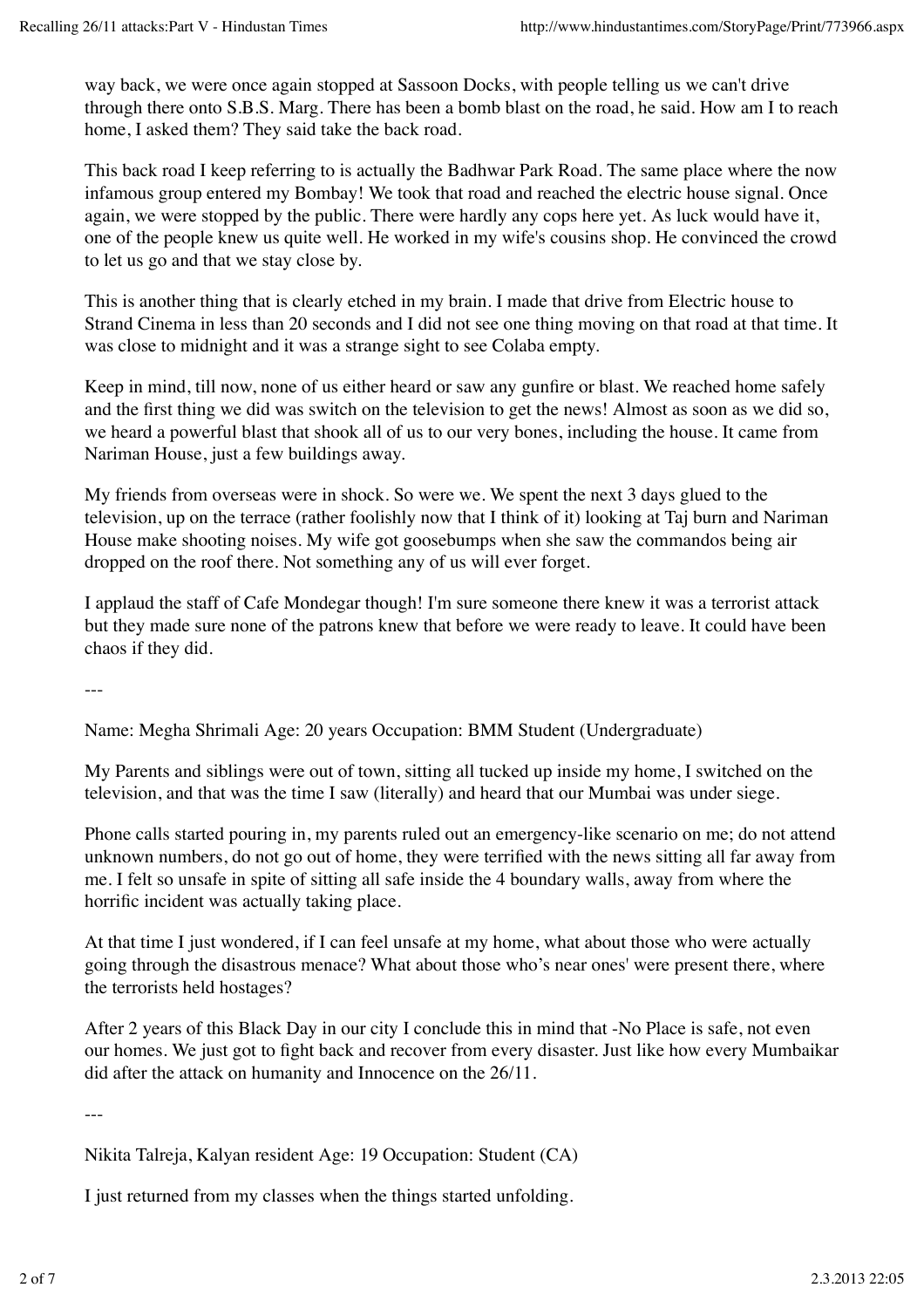way back, we were once again stopped at Sassoon Docks, with people telling us we can't drive through there onto S.B.S. Marg. There has been a bomb blast on the road, he said. How am I to reach home, I asked them? They said take the back road.

This back road I keep referring to is actually the Badhwar Park Road. The same place where the now infamous group entered my Bombay! We took that road and reached the electric house signal. Once again, we were stopped by the public. There were hardly any cops here yet. As luck would have it, one of the people knew us quite well. He worked in my wife's cousins shop. He convinced the crowd to let us go and that we stay close by.

This is another thing that is clearly etched in my brain. I made that drive from Electric house to Strand Cinema in less than 20 seconds and I did not see one thing moving on that road at that time. It was close to midnight and it was a strange sight to see Colaba empty.

Keep in mind, till now, none of us either heard or saw any gunfire or blast. We reached home safely and the first thing we did was switch on the television to get the news! Almost as soon as we did so, we heard a powerful blast that shook all of us to our very bones, including the house. It came from Nariman House, just a few buildings away.

My friends from overseas were in shock. So were we. We spent the next 3 days glued to the television, up on the terrace (rather foolishly now that I think of it) looking at Taj burn and Nariman House make shooting noises. My wife got goosebumps when she saw the commandos being air dropped on the roof there. Not something any of us will ever forget.

I applaud the staff of Cafe Mondegar though! I'm sure someone there knew it was a terrorist attack but they made sure none of the patrons knew that before we were ready to leave. It could have been chaos if they did.

---

Name: Megha Shrimali Age: 20 years Occupation: BMM Student (Undergraduate)

My Parents and siblings were out of town, sitting all tucked up inside my home, I switched on the television, and that was the time I saw (literally) and heard that our Mumbai was under siege.

Phone calls started pouring in, my parents ruled out an emergency-like scenario on me; do not attend unknown numbers, do not go out of home, they were terrified with the news sitting all far away from me. I felt so unsafe in spite of sitting all safe inside the 4 boundary walls, away from where the horrific incident was actually taking place.

At that time I just wondered, if I can feel unsafe at my home, what about those who were actually going through the disastrous menace? What about those who's near ones' were present there, where the terrorists held hostages?

After 2 years of this Black Day in our city I conclude this in mind that -No Place is safe, not even our homes. We just got to fight back and recover from every disaster. Just like how every Mumbaikar did after the attack on humanity and Innocence on the 26/11.

---

Nikita Talreja, Kalyan resident Age: 19 Occupation: Student (CA)

I just returned from my classes when the things started unfolding.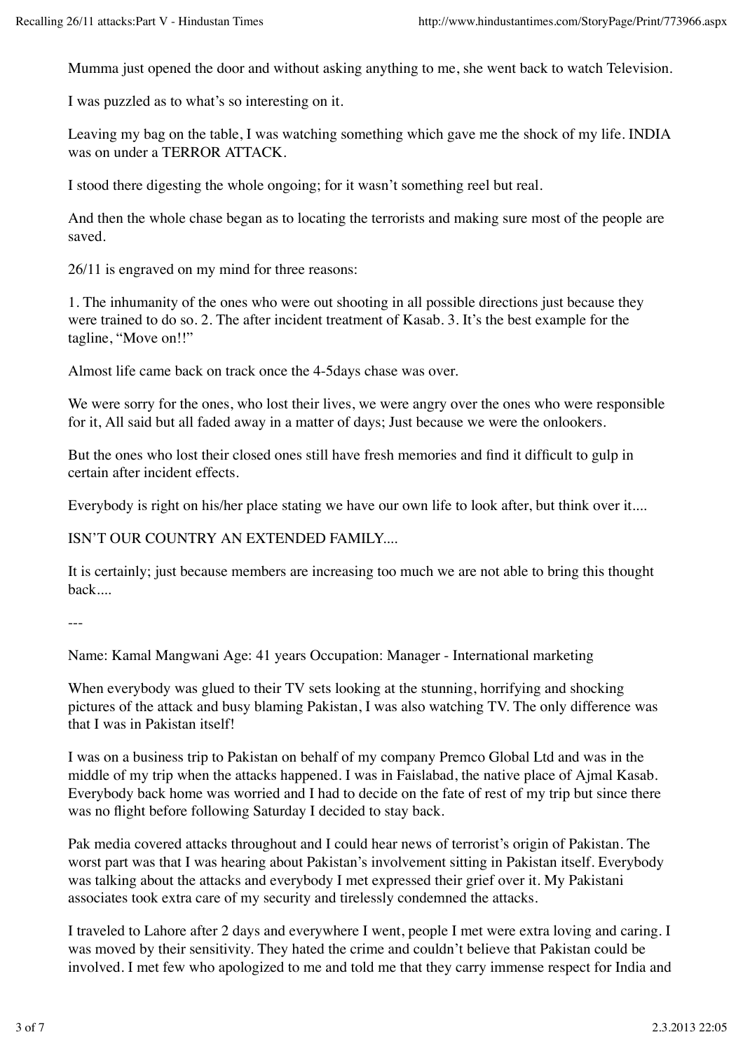Mumma just opened the door and without asking anything to me, she went back to watch Television.

I was puzzled as to what's so interesting on it.

Leaving my bag on the table, I was watching something which gave me the shock of my life. INDIA was on under a TERROR ATTACK.

I stood there digesting the whole ongoing; for it wasn't something reel but real.

And then the whole chase began as to locating the terrorists and making sure most of the people are saved.

26/11 is engraved on my mind for three reasons:

1. The inhumanity of the ones who were out shooting in all possible directions just because they were trained to do so. 2. The after incident treatment of Kasab. 3. It's the best example for the tagline, "Move on!!"

Almost life came back on track once the 4-5days chase was over.

We were sorry for the ones, who lost their lives, we were angry over the ones who were responsible for it, All said but all faded away in a matter of days; Just because we were the onlookers.

But the ones who lost their closed ones still have fresh memories and find it difficult to gulp in certain after incident effects.

Everybody is right on his/her place stating we have our own life to look after, but think over it....

ISN'T OUR COUNTRY AN EXTENDED FAMILY....

It is certainly; just because members are increasing too much we are not able to bring this thought back....

---

Name: Kamal Mangwani Age: 41 years Occupation: Manager - International marketing

When everybody was glued to their TV sets looking at the stunning, horrifying and shocking pictures of the attack and busy blaming Pakistan, I was also watching TV. The only difference was that I was in Pakistan itself!

I was on a business trip to Pakistan on behalf of my company Premco Global Ltd and was in the middle of my trip when the attacks happened. I was in Faislabad, the native place of Ajmal Kasab. Everybody back home was worried and I had to decide on the fate of rest of my trip but since there was no flight before following Saturday I decided to stay back.

Pak media covered attacks throughout and I could hear news of terrorist's origin of Pakistan. The worst part was that I was hearing about Pakistan's involvement sitting in Pakistan itself. Everybody was talking about the attacks and everybody I met expressed their grief over it. My Pakistani associates took extra care of my security and tirelessly condemned the attacks.

I traveled to Lahore after 2 days and everywhere I went, people I met were extra loving and caring. I was moved by their sensitivity. They hated the crime and couldn't believe that Pakistan could be involved. I met few who apologized to me and told me that they carry immense respect for India and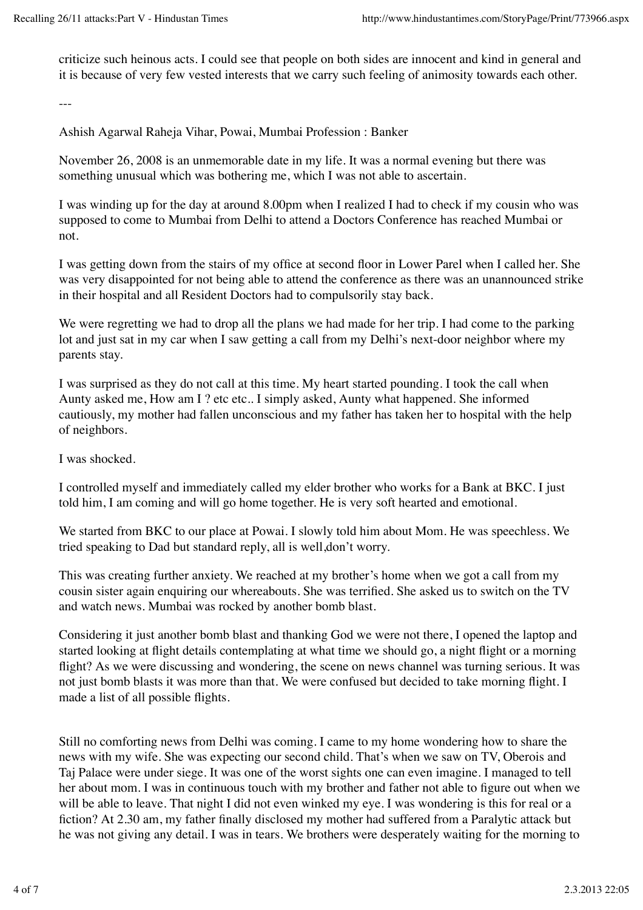criticize such heinous acts. I could see that people on both sides are innocent and kind in general and it is because of very few vested interests that we carry such feeling of animosity towards each other.

---

Ashish Agarwal Raheja Vihar, Powai, Mumbai Profession : Banker

November 26, 2008 is an unmemorable date in my life. It was a normal evening but there was something unusual which was bothering me, which I was not able to ascertain.

I was winding up for the day at around 8.00pm when I realized I had to check if my cousin who was supposed to come to Mumbai from Delhi to attend a Doctors Conference has reached Mumbai or not.

I was getting down from the stairs of my office at second floor in Lower Parel when I called her. She was very disappointed for not being able to attend the conference as there was an unannounced strike in their hospital and all Resident Doctors had to compulsorily stay back.

We were regretting we had to drop all the plans we had made for her trip. I had come to the parking lot and just sat in my car when I saw getting a call from my Delhi's next-door neighbor where my parents stay.

I was surprised as they do not call at this time. My heart started pounding. I took the call when Aunty asked me, How am I ? etc etc.. I simply asked, Aunty what happened. She informed cautiously, my mother had fallen unconscious and my father has taken her to hospital with the help of neighbors.

I was shocked.

I controlled myself and immediately called my elder brother who works for a Bank at BKC. I just told him, I am coming and will go home together. He is very soft hearted and emotional.

We started from BKC to our place at Powai. I slowly told him about Mom. He was speechless. We tried speaking to Dad but standard reply, all is well,don't worry.

This was creating further anxiety. We reached at my brother's home when we got a call from my cousin sister again enquiring our whereabouts. She was terrified. She asked us to switch on the TV and watch news. Mumbai was rocked by another bomb blast.

Considering it just another bomb blast and thanking God we were not there, I opened the laptop and started looking at flight details contemplating at what time we should go, a night flight or a morning flight? As we were discussing and wondering, the scene on news channel was turning serious. It was not just bomb blasts it was more than that. We were confused but decided to take morning flight. I made a list of all possible flights.

Still no comforting news from Delhi was coming. I came to my home wondering how to share the news with my wife. She was expecting our second child. That's when we saw on TV, Oberois and Taj Palace were under siege. It was one of the worst sights one can even imagine. I managed to tell her about mom. I was in continuous touch with my brother and father not able to figure out when we will be able to leave. That night I did not even winked my eye. I was wondering is this for real or a fiction? At 2.30 am, my father finally disclosed my mother had suffered from a Paralytic attack but he was not giving any detail. I was in tears. We brothers were desperately waiting for the morning to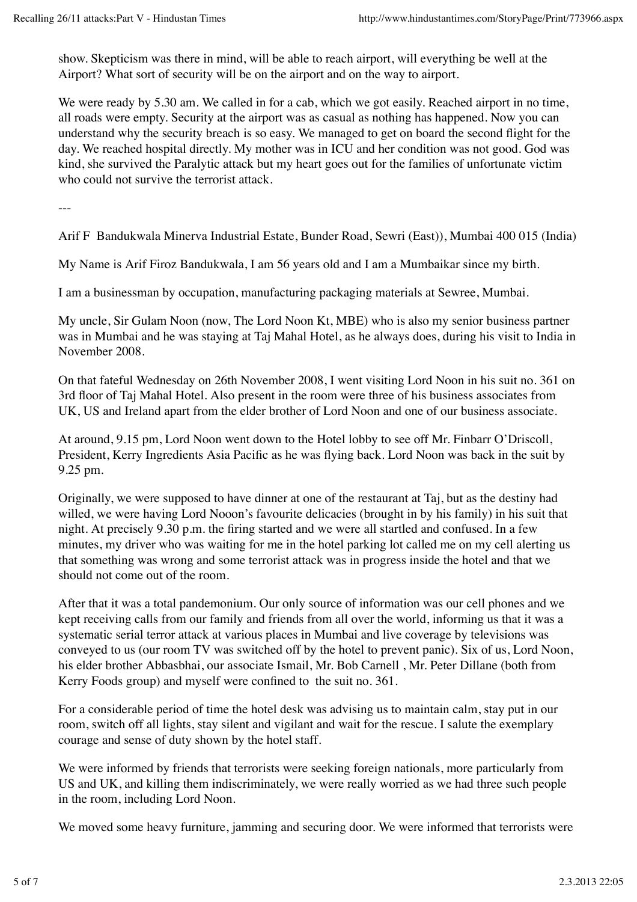show. Skepticism was there in mind, will be able to reach airport, will everything be well at the Airport? What sort of security will be on the airport and on the way to airport.

We were ready by 5.30 am. We called in for a cab, which we got easily. Reached airport in no time, all roads were empty. Security at the airport was as casual as nothing has happened. Now you can understand why the security breach is so easy. We managed to get on board the second flight for the day. We reached hospital directly. My mother was in ICU and her condition was not good. God was kind, she survived the Paralytic attack but my heart goes out for the families of unfortunate victim who could not survive the terrorist attack.

---

Arif F Bandukwala Minerva Industrial Estate, Bunder Road, Sewri (East)), Mumbai 400 015 (India)

My Name is Arif Firoz Bandukwala, I am 56 years old and I am a Mumbaikar since my birth.

I am a businessman by occupation, manufacturing packaging materials at Sewree, Mumbai.

My uncle, Sir Gulam Noon (now, The Lord Noon Kt, MBE) who is also my senior business partner was in Mumbai and he was staying at Taj Mahal Hotel, as he always does, during his visit to India in November 2008.

On that fateful Wednesday on 26th November 2008, I went visiting Lord Noon in his suit no. 361 on 3rd floor of Taj Mahal Hotel. Also present in the room were three of his business associates from UK, US and Ireland apart from the elder brother of Lord Noon and one of our business associate.

At around, 9.15 pm, Lord Noon went down to the Hotel lobby to see off Mr. Finbarr O'Driscoll, President, Kerry Ingredients Asia Pacific as he was flying back. Lord Noon was back in the suit by 9.25 pm.

Originally, we were supposed to have dinner at one of the restaurant at Taj, but as the destiny had willed, we were having Lord Nooon's favourite delicacies (brought in by his family) in his suit that night. At precisely 9.30 p.m. the firing started and we were all startled and confused. In a few minutes, my driver who was waiting for me in the hotel parking lot called me on my cell alerting us that something was wrong and some terrorist attack was in progress inside the hotel and that we should not come out of the room.

After that it was a total pandemonium. Our only source of information was our cell phones and we kept receiving calls from our family and friends from all over the world, informing us that it was a systematic serial terror attack at various places in Mumbai and live coverage by televisions was conveyed to us (our room TV was switched off by the hotel to prevent panic). Six of us, Lord Noon, his elder brother Abbasbhai, our associate Ismail, Mr. Bob Carnell , Mr. Peter Dillane (both from Kerry Foods group) and myself were confined to the suit no. 361.

For a considerable period of time the hotel desk was advising us to maintain calm, stay put in our room, switch off all lights, stay silent and vigilant and wait for the rescue. I salute the exemplary courage and sense of duty shown by the hotel staff.

We were informed by friends that terrorists were seeking foreign nationals, more particularly from US and UK, and killing them indiscriminately, we were really worried as we had three such people in the room, including Lord Noon.

We moved some heavy furniture, jamming and securing door. We were informed that terrorists were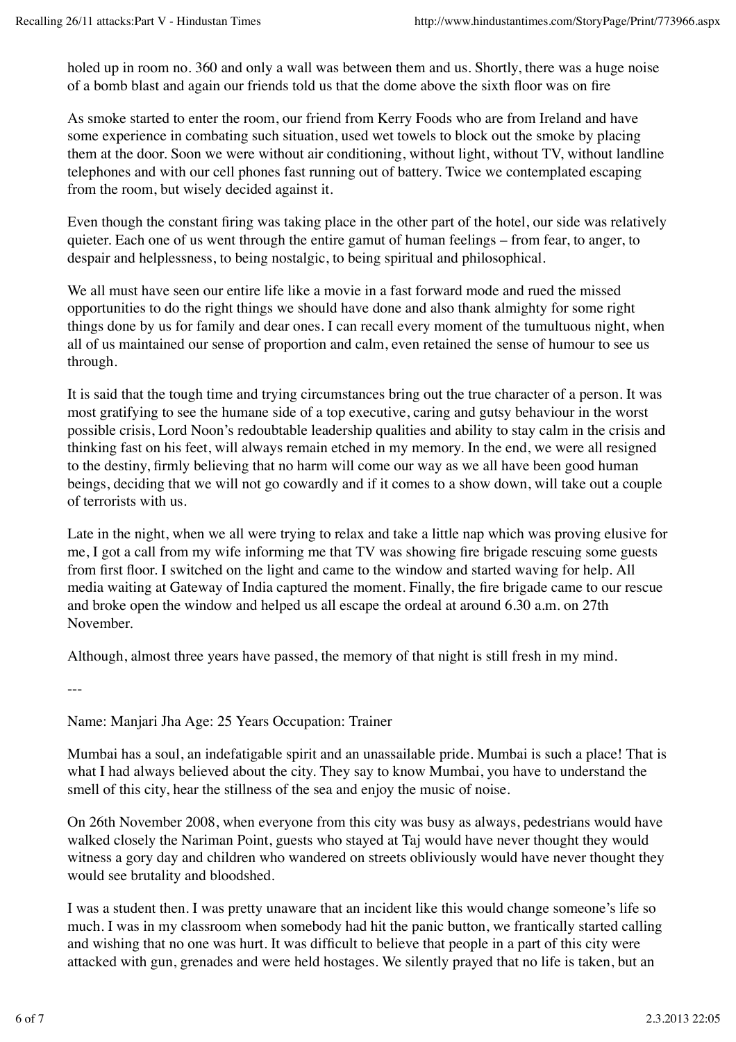holed up in room no. 360 and only a wall was between them and us. Shortly, there was a huge noise of a bomb blast and again our friends told us that the dome above the sixth floor was on fire

As smoke started to enter the room, our friend from Kerry Foods who are from Ireland and have some experience in combating such situation, used wet towels to block out the smoke by placing them at the door. Soon we were without air conditioning, without light, without TV, without landline telephones and with our cell phones fast running out of battery. Twice we contemplated escaping from the room, but wisely decided against it.

Even though the constant firing was taking place in the other part of the hotel, our side was relatively quieter. Each one of us went through the entire gamut of human feelings – from fear, to anger, to despair and helplessness, to being nostalgic, to being spiritual and philosophical.

We all must have seen our entire life like a movie in a fast forward mode and rued the missed opportunities to do the right things we should have done and also thank almighty for some right things done by us for family and dear ones. I can recall every moment of the tumultuous night, when all of us maintained our sense of proportion and calm, even retained the sense of humour to see us through.

It is said that the tough time and trying circumstances bring out the true character of a person. It was most gratifying to see the humane side of a top executive, caring and gutsy behaviour in the worst possible crisis, Lord Noon's redoubtable leadership qualities and ability to stay calm in the crisis and thinking fast on his feet, will always remain etched in my memory. In the end, we were all resigned to the destiny, firmly believing that no harm will come our way as we all have been good human beings, deciding that we will not go cowardly and if it comes to a show down, will take out a couple of terrorists with us.

Late in the night, when we all were trying to relax and take a little nap which was proving elusive for me, I got a call from my wife informing me that TV was showing fire brigade rescuing some guests from first floor. I switched on the light and came to the window and started waving for help. All media waiting at Gateway of India captured the moment. Finally, the fire brigade came to our rescue and broke open the window and helped us all escape the ordeal at around 6.30 a.m. on 27th November.

Although, almost three years have passed, the memory of that night is still fresh in my mind.

---

Name: Manjari Jha Age: 25 Years Occupation: Trainer

Mumbai has a soul, an indefatigable spirit and an unassailable pride. Mumbai is such a place! That is what I had always believed about the city. They say to know Mumbai, you have to understand the smell of this city, hear the stillness of the sea and enjoy the music of noise.

On 26th November 2008, when everyone from this city was busy as always, pedestrians would have walked closely the Nariman Point, guests who stayed at Taj would have never thought they would witness a gory day and children who wandered on streets obliviously would have never thought they would see brutality and bloodshed.

I was a student then. I was pretty unaware that an incident like this would change someone's life so much. I was in my classroom when somebody had hit the panic button, we frantically started calling and wishing that no one was hurt. It was difficult to believe that people in a part of this city were attacked with gun, grenades and were held hostages. We silently prayed that no life is taken, but an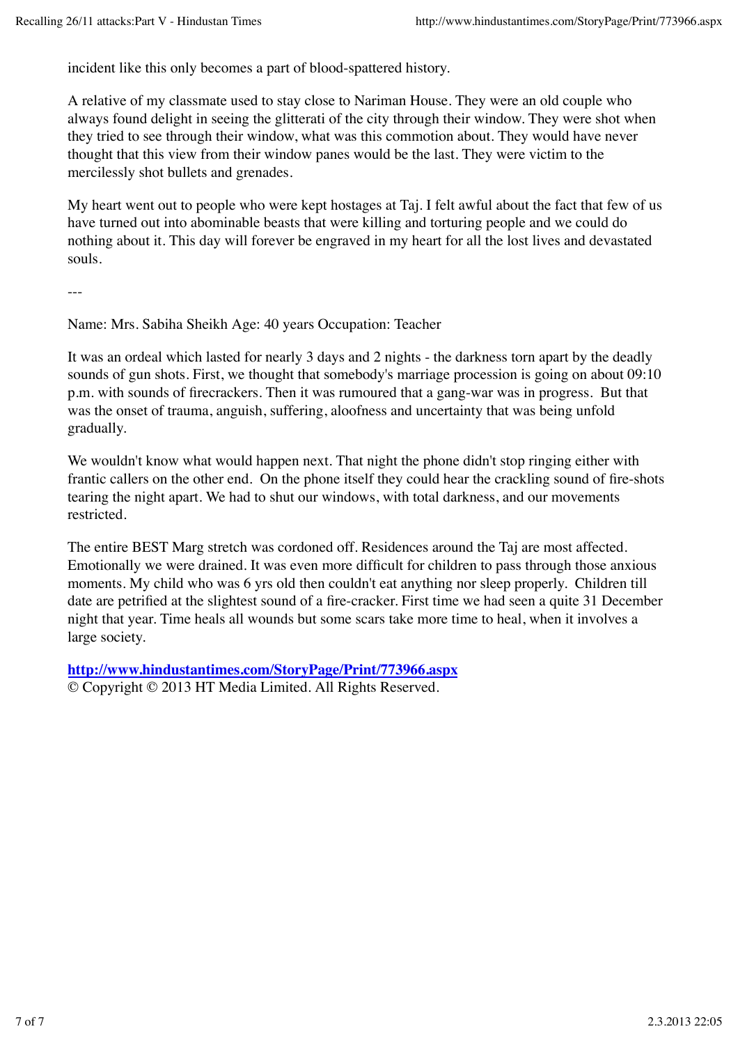incident like this only becomes a part of blood-spattered history.

A relative of my classmate used to stay close to Nariman House. They were an old couple who always found delight in seeing the glitterati of the city through their window. They were shot when they tried to see through their window, what was this commotion about. They would have never thought that this view from their window panes would be the last. They were victim to the mercilessly shot bullets and grenades.

My heart went out to people who were kept hostages at Taj. I felt awful about the fact that few of us have turned out into abominable beasts that were killing and torturing people and we could do nothing about it. This day will forever be engraved in my heart for all the lost lives and devastated souls.

---

Name: Mrs. Sabiha Sheikh Age: 40 years Occupation: Teacher

It was an ordeal which lasted for nearly 3 days and 2 nights - the darkness torn apart by the deadly sounds of gun shots. First, we thought that somebody's marriage procession is going on about 09:10 p.m. with sounds of firecrackers. Then it was rumoured that a gang-war was in progress. But that was the onset of trauma, anguish, suffering, aloofness and uncertainty that was being unfold gradually.

We wouldn't know what would happen next. That night the phone didn't stop ringing either with frantic callers on the other end. On the phone itself they could hear the crackling sound of fire-shots tearing the night apart. We had to shut our windows, with total darkness, and our movements restricted.

The entire BEST Marg stretch was cordoned off. Residences around the Taj are most affected. Emotionally we were drained. It was even more difficult for children to pass through those anxious moments. My child who was 6 yrs old then couldn't eat anything nor sleep properly. Children till date are petrified at the slightest sound of a fire-cracker. First time we had seen a quite 31 December night that year. Time heals all wounds but some scars take more time to heal, when it involves a large society.

**http://www.hindustantimes.com/StoryPage/Print/773966.aspx**
© Copyright © 2013 HT Media Limited. All Rights Reserved.